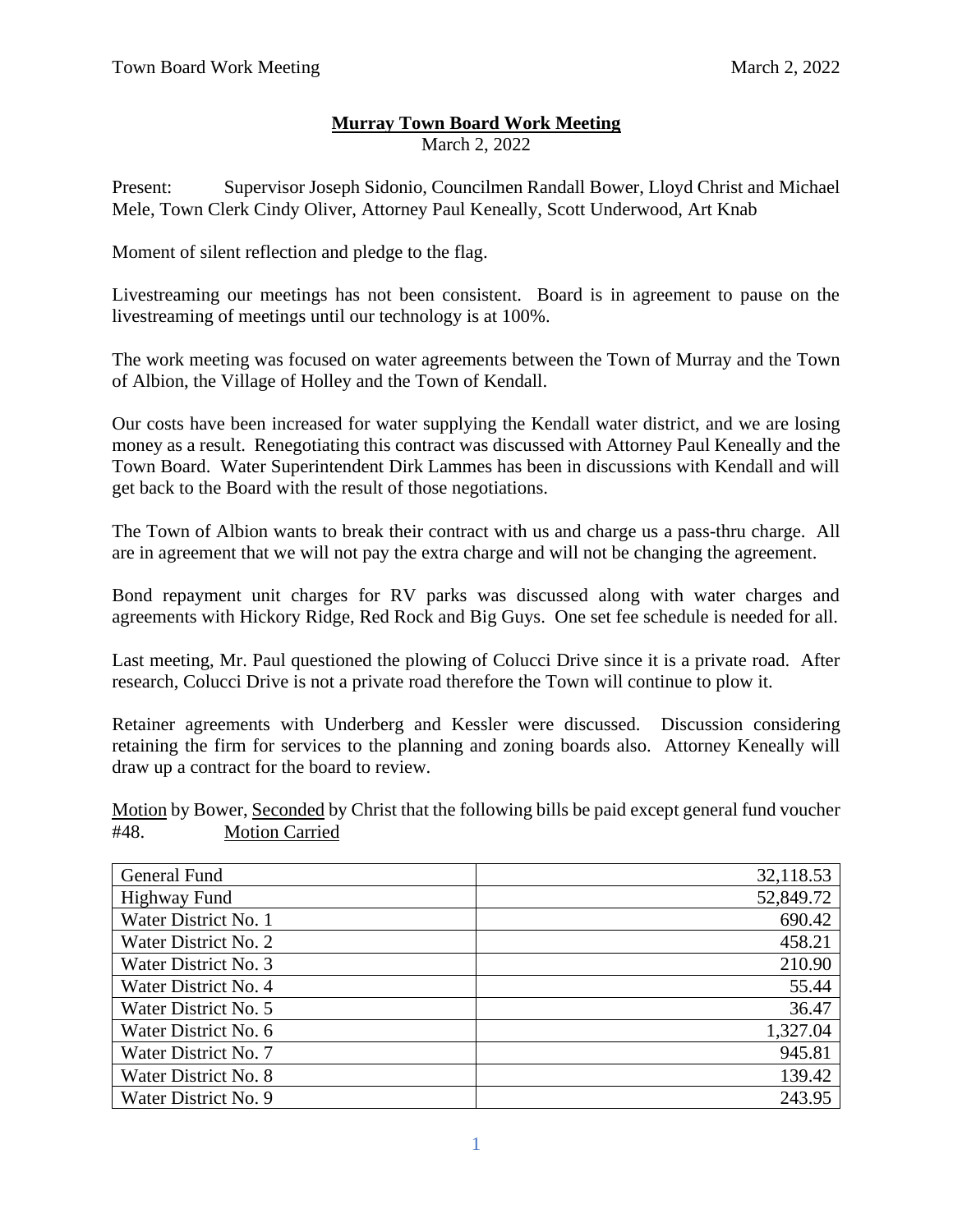# Murray Town Board Work Meeting

March 2, 2022

Present: Supervisor Joseph Sidonio, Councilmen Randall Bower, Lloyd Christ and Michael Mele, Town Clerk Cindy Oliver, Attorney Paul Keneally, Scott Underwood, Art Knab

Moment of silent reflection and pledge to the flag.

Livestreaming our meetings has not been consistent. Board is in agreement to pause on the livestreaming of meetings until our technology is at 100%.

The work meeting was focused on water agreements between the Town of Murray and the Town of Albion, the Village of Holley and the Town of Kendall.

Our costs have been increased for water supplying the Kendall water district, and we are losing money as a result. Renegotiating this contract was discussed with Attorney Paul Keneally and the Town Board. Water Superintendent Dirk Lammes has been in discussions with Kendall and will get back to the Board with the result of those negotiations.

The Town of Albion wants to break their contract with us and charge us a pass-thru charge. All are in agreement that we will not pay the extra charge and will not be changing the agreement.

Bond repayment unit charges for RV parks was discussed along with water charges and agreements with Hickory Ridge, Red Rock and Big Guys. One set fee schedule is needed for all.

Last meeting, Mr. Paul questioned the plowing of Colucci Drive since it is a private road. After research, Colucci Drive is not a private road therefore the Town will continue to plow it.

Retainer agreements with Underberg and Kessler were discussed. Discussion considering retaining the firm for services to the planning and zoning boards also. Attorney Keneally will draw up a contract for the board to review.

Motion by Bower, Seconded by Christ that the following bills be paid except general fund voucher #48. Motion Carried

| | |
|---|---:|
| General Fund | 32,118.53 |
| Highway Fund | 52,849.72 |
| Water District No. 1 | 690.42 |
| Water District No. 2 | 458.21 |
| Water District No. 3 | 210.90 |
| Water District No. 4 | 55.44 |
| Water District No. 5 | 36.47 |
| Water District No. 6 | 1,327.04 |
| Water District No. 7 | 945.81 |
| Water District No. 8 | 139.42 |
| Water District No. 9 | 243.95 |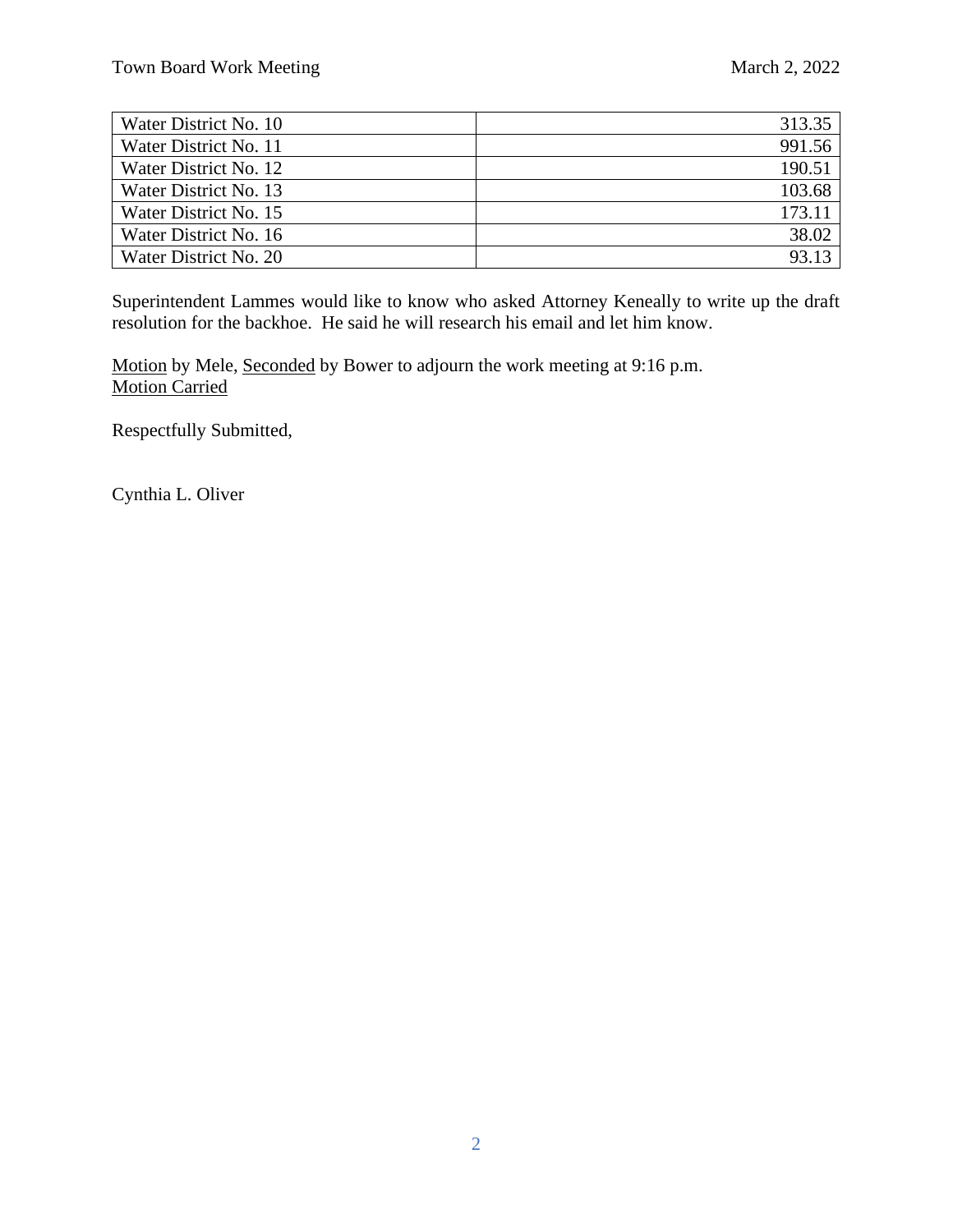| | |
|---|---|
| Water District No. 10 | 313.35 |
| Water District No. 11 | 991.56 |
| Water District No. 12 | 190.51 |
| Water District No. 13 | 103.68 |
| Water District No. 15 | 173.11 |
| Water District No. 16 | 38.02 |
| Water District No. 20 | 93.13 |

Superintendent Lammes would like to know who asked Attorney Keneally to write up the draft resolution for the backhoe. He said he will research his email and let him know.

Motion by Mele, Seconded by Bower to adjourn the work meeting at 9:16 p.m.
Motion Carried

Respectfully Submitted,

Cynthia L. Oliver